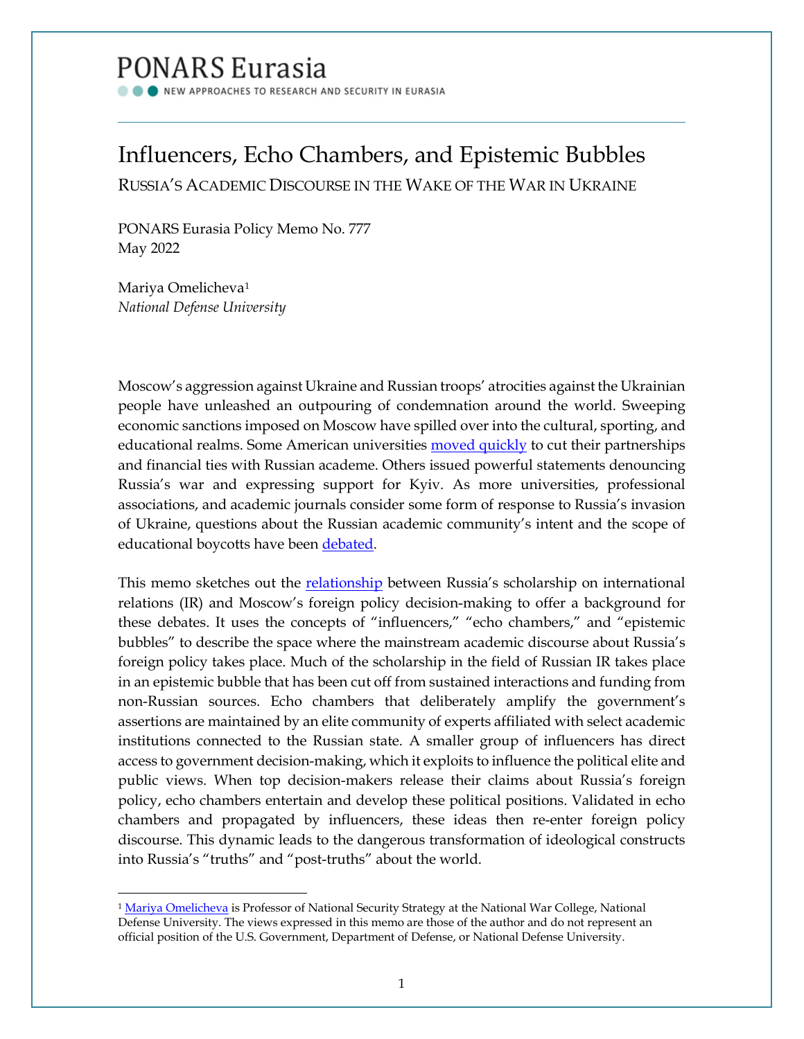PONARS Eurasia

NEW APPROACHES TO RESEARCH AND SECURITY IN EURASIA

# Influencers, Echo Chambers, and Epistemic Bubbles

## RUSSIA'S ACADEMIC DISCOURSE IN THE WAKE OF THE WAR IN UKRAINE

PONARS Eurasia Policy Memo No. 777
May 2022

Mariya Omelicheva[1]
*National Defense University*

Moscow's aggression against Ukraine and Russian troops' atrocities against the Ukrainian people have unleashed an outpouring of condemnation around the world. Sweeping economic sanctions imposed on Moscow have spilled over into the cultural, sporting, and educational realms. Some American universities moved quickly to cut their partnerships and financial ties with Russian academe. Others issued powerful statements denouncing Russia's war and expressing support for Kyiv. As more universities, professional associations, and academic journals consider some form of response to Russia's invasion of Ukraine, questions about the Russian academic community's intent and the scope of educational boycotts have been debated.

This memo sketches out the relationship between Russia's scholarship on international relations (IR) and Moscow's foreign policy decision-making to offer a background for these debates. It uses the concepts of "influencers," "echo chambers," and "epistemic bubbles" to describe the space where the mainstream academic discourse about Russia's foreign policy takes place. Much of the scholarship in the field of Russian IR takes place in an epistemic bubble that has been cut off from sustained interactions and funding from non-Russian sources. Echo chambers that deliberately amplify the government's assertions are maintained by an elite community of experts affiliated with select academic institutions connected to the Russian state. A smaller group of influencers has direct access to government decision-making, which it exploits to influence the political elite and public views. When top decision-makers release their claims about Russia's foreign policy, echo chambers entertain and develop these political positions. Validated in echo chambers and propagated by influencers, these ideas then re-enter foreign policy discourse. This dynamic leads to the dangerous transformation of ideological constructs into Russia's "truths" and "post-truths" about the world.

---

[1] Mariya Omelicheva is Professor of National Security Strategy at the National War College, National Defense University. The views expressed in this memo are those of the author and do not represent an official position of the U.S. Government, Department of Defense, or National Defense University.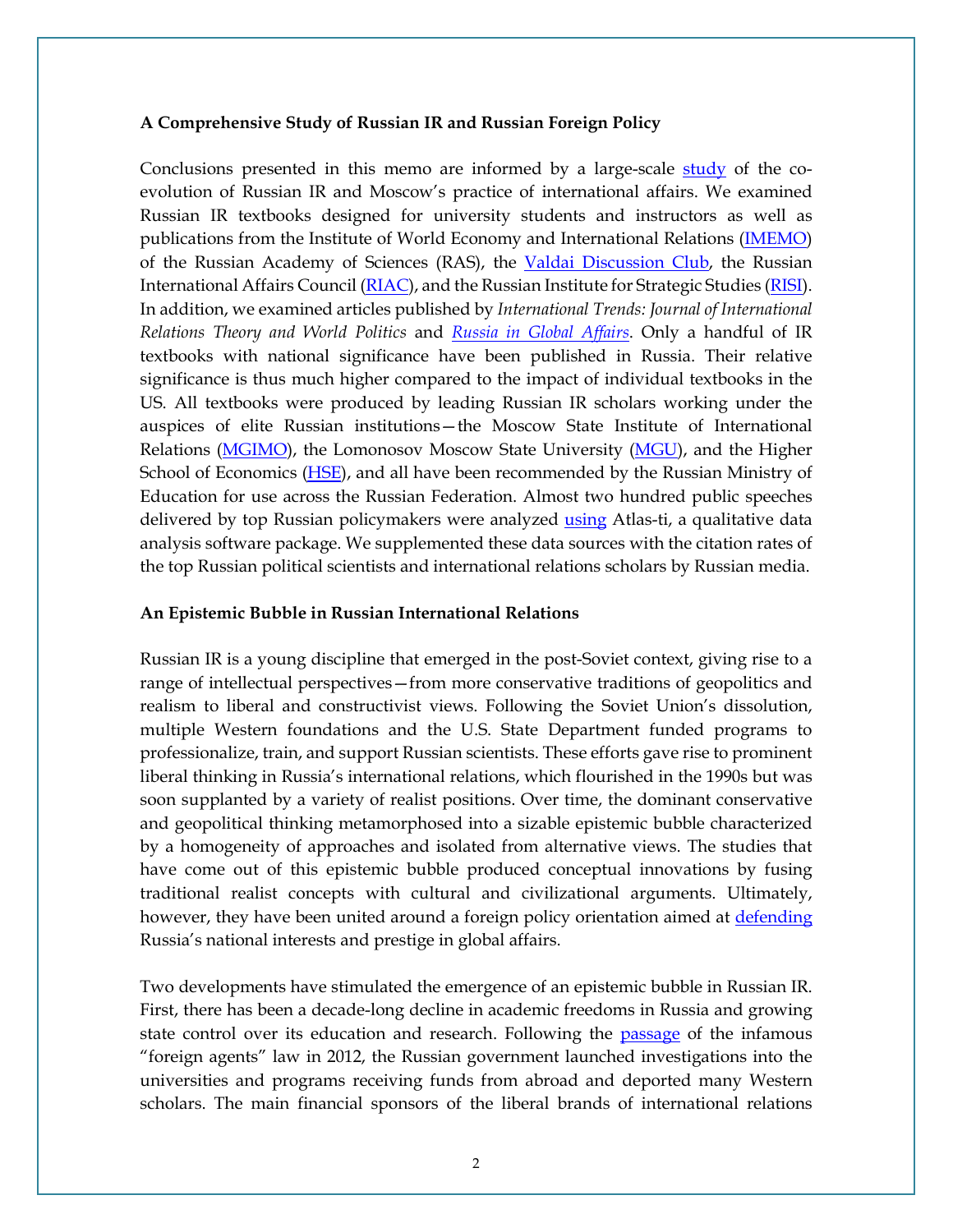**A Comprehensive Study of Russian IR and Russian Foreign Policy**

Conclusions presented in this memo are informed by a large-scale study of the co-evolution of Russian IR and Moscow's practice of international affairs. We examined Russian IR textbooks designed for university students and instructors as well as publications from the Institute of World Economy and International Relations (IMEMO) of the Russian Academy of Sciences (RAS), the Valdai Discussion Club, the Russian International Affairs Council (RIAC), and the Russian Institute for Strategic Studies (RISI). In addition, we examined articles published by *International Trends: Journal of International Relations Theory and World Politics* and *Russia in Global Affairs*. Only a handful of IR textbooks with national significance have been published in Russia. Their relative significance is thus much higher compared to the impact of individual textbooks in the US. All textbooks were produced by leading Russian IR scholars working under the auspices of elite Russian institutions—the Moscow State Institute of International Relations (MGIMO), the Lomonosov Moscow State University (MGU), and the Higher School of Economics (HSE), and all have been recommended by the Russian Ministry of Education for use across the Russian Federation. Almost two hundred public speeches delivered by top Russian policymakers were analyzed using Atlas-ti, a qualitative data analysis software package. We supplemented these data sources with the citation rates of the top Russian political scientists and international relations scholars by Russian media.

**An Epistemic Bubble in Russian International Relations**

Russian IR is a young discipline that emerged in the post-Soviet context, giving rise to a range of intellectual perspectives—from more conservative traditions of geopolitics and realism to liberal and constructivist views. Following the Soviet Union's dissolution, multiple Western foundations and the U.S. State Department funded programs to professionalize, train, and support Russian scientists. These efforts gave rise to prominent liberal thinking in Russia's international relations, which flourished in the 1990s but was soon supplanted by a variety of realist positions. Over time, the dominant conservative and geopolitical thinking metamorphosed into a sizable epistemic bubble characterized by a homogeneity of approaches and isolated from alternative views. The studies that have come out of this epistemic bubble produced conceptual innovations by fusing traditional realist concepts with cultural and civilizational arguments. Ultimately, however, they have been united around a foreign policy orientation aimed at defending Russia's national interests and prestige in global affairs.

Two developments have stimulated the emergence of an epistemic bubble in Russian IR. First, there has been a decade-long decline in academic freedoms in Russia and growing state control over its education and research. Following the passage of the infamous "foreign agents" law in 2012, the Russian government launched investigations into the universities and programs receiving funds from abroad and deported many Western scholars. The main financial sponsors of the liberal brands of international relations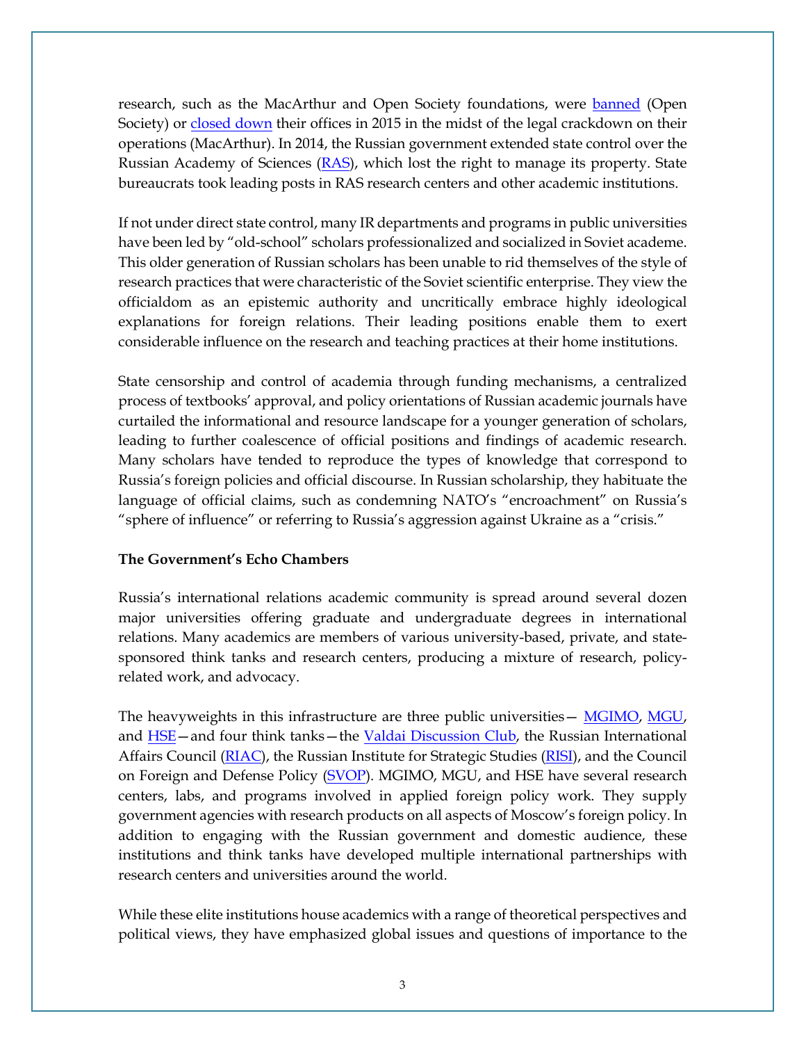research, such as the MacArthur and Open Society foundations, were banned (Open Society) or closed down their offices in 2015 in the midst of the legal crackdown on their operations (MacArthur). In 2014, the Russian government extended state control over the Russian Academy of Sciences (RAS), which lost the right to manage its property. State bureaucrats took leading posts in RAS research centers and other academic institutions.

If not under direct state control, many IR departments and programs in public universities have been led by "old-school" scholars professionalized and socialized in Soviet academe. This older generation of Russian scholars has been unable to rid themselves of the style of research practices that were characteristic of the Soviet scientific enterprise. They view the officialdom as an epistemic authority and uncritically embrace highly ideological explanations for foreign relations. Their leading positions enable them to exert considerable influence on the research and teaching practices at their home institutions.

State censorship and control of academia through funding mechanisms, a centralized process of textbooks' approval, and policy orientations of Russian academic journals have curtailed the informational and resource landscape for a younger generation of scholars, leading to further coalescence of official positions and findings of academic research. Many scholars have tended to reproduce the types of knowledge that correspond to Russia's foreign policies and official discourse. In Russian scholarship, they habituate the language of official claims, such as condemning NATO's "encroachment" on Russia's "sphere of influence" or referring to Russia's aggression against Ukraine as a "crisis."

**The Government's Echo Chambers**

Russia's international relations academic community is spread around several dozen major universities offering graduate and undergraduate degrees in international relations. Many academics are members of various university-based, private, and state-sponsored think tanks and research centers, producing a mixture of research, policy-related work, and advocacy.

The heavyweights in this infrastructure are three public universities— MGIMO, MGU, and HSE—and four think tanks—the Valdai Discussion Club, the Russian International Affairs Council (RIAC), the Russian Institute for Strategic Studies (RISI), and the Council on Foreign and Defense Policy (SVOP). MGIMO, MGU, and HSE have several research centers, labs, and programs involved in applied foreign policy work. They supply government agencies with research products on all aspects of Moscow's foreign policy. In addition to engaging with the Russian government and domestic audience, these institutions and think tanks have developed multiple international partnerships with research centers and universities around the world.

While these elite institutions house academics with a range of theoretical perspectives and political views, they have emphasized global issues and questions of importance to the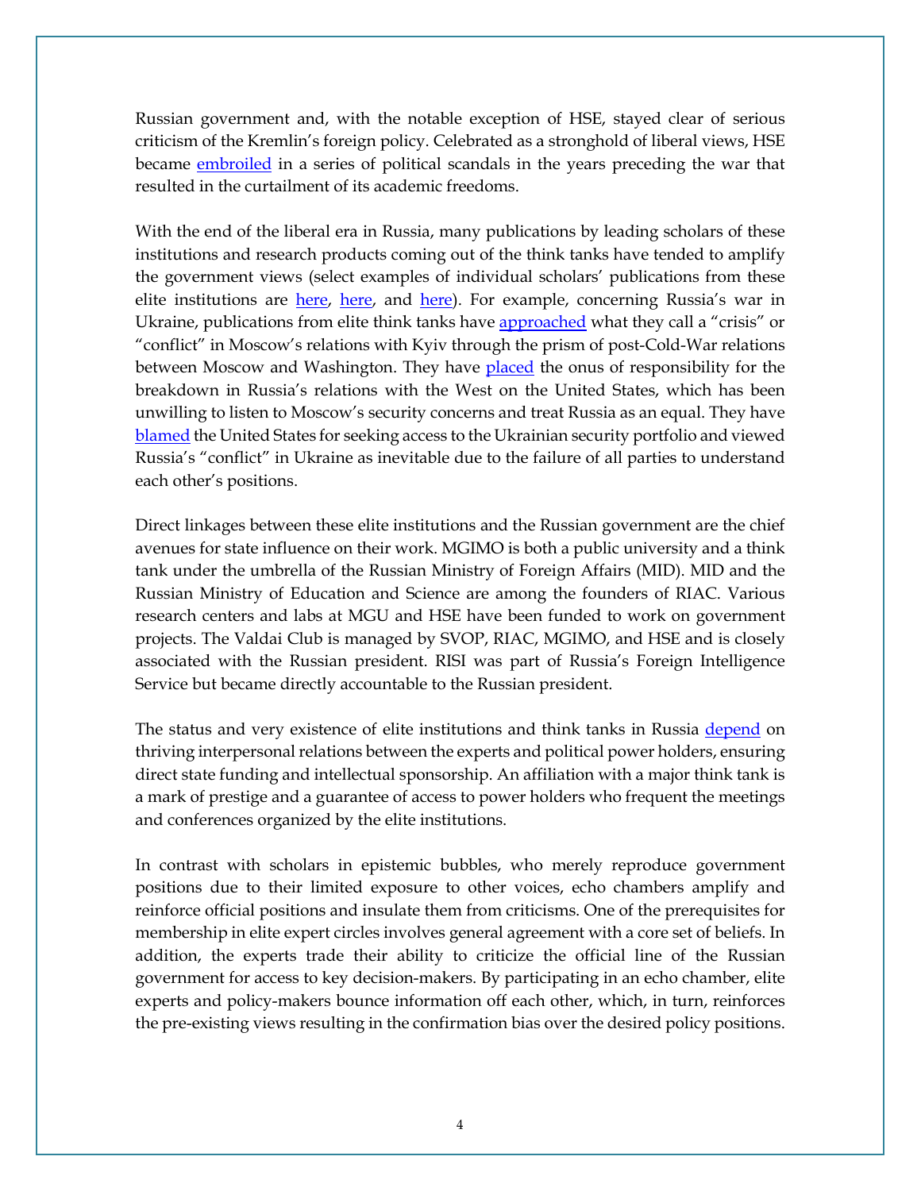Russian government and, with the notable exception of HSE, stayed clear of serious criticism of the Kremlin's foreign policy. Celebrated as a stronghold of liberal views, HSE became embroiled in a series of political scandals in the years preceding the war that resulted in the curtailment of its academic freedoms.

With the end of the liberal era in Russia, many publications by leading scholars of these institutions and research products coming out of the think tanks have tended to amplify the government views (select examples of individual scholars' publications from these elite institutions are here, here, and here). For example, concerning Russia's war in Ukraine, publications from elite think tanks have approached what they call a "crisis" or "conflict" in Moscow's relations with Kyiv through the prism of post-Cold-War relations between Moscow and Washington. They have placed the onus of responsibility for the breakdown in Russia's relations with the West on the United States, which has been unwilling to listen to Moscow's security concerns and treat Russia as an equal. They have blamed the United States for seeking access to the Ukrainian security portfolio and viewed Russia's "conflict" in Ukraine as inevitable due to the failure of all parties to understand each other's positions.

Direct linkages between these elite institutions and the Russian government are the chief avenues for state influence on their work. MGIMO is both a public university and a think tank under the umbrella of the Russian Ministry of Foreign Affairs (MID). MID and the Russian Ministry of Education and Science are among the founders of RIAC. Various research centers and labs at MGU and HSE have been funded to work on government projects. The Valdai Club is managed by SVOP, RIAC, MGIMO, and HSE and is closely associated with the Russian president. RISI was part of Russia's Foreign Intelligence Service but became directly accountable to the Russian president.

The status and very existence of elite institutions and think tanks in Russia depend on thriving interpersonal relations between the experts and political power holders, ensuring direct state funding and intellectual sponsorship. An affiliation with a major think tank is a mark of prestige and a guarantee of access to power holders who frequent the meetings and conferences organized by the elite institutions.

In contrast with scholars in epistemic bubbles, who merely reproduce government positions due to their limited exposure to other voices, echo chambers amplify and reinforce official positions and insulate them from criticisms. One of the prerequisites for membership in elite expert circles involves general agreement with a core set of beliefs. In addition, the experts trade their ability to criticize the official line of the Russian government for access to key decision-makers. By participating in an echo chamber, elite experts and policy-makers bounce information off each other, which, in turn, reinforces the pre-existing views resulting in the confirmation bias over the desired policy positions.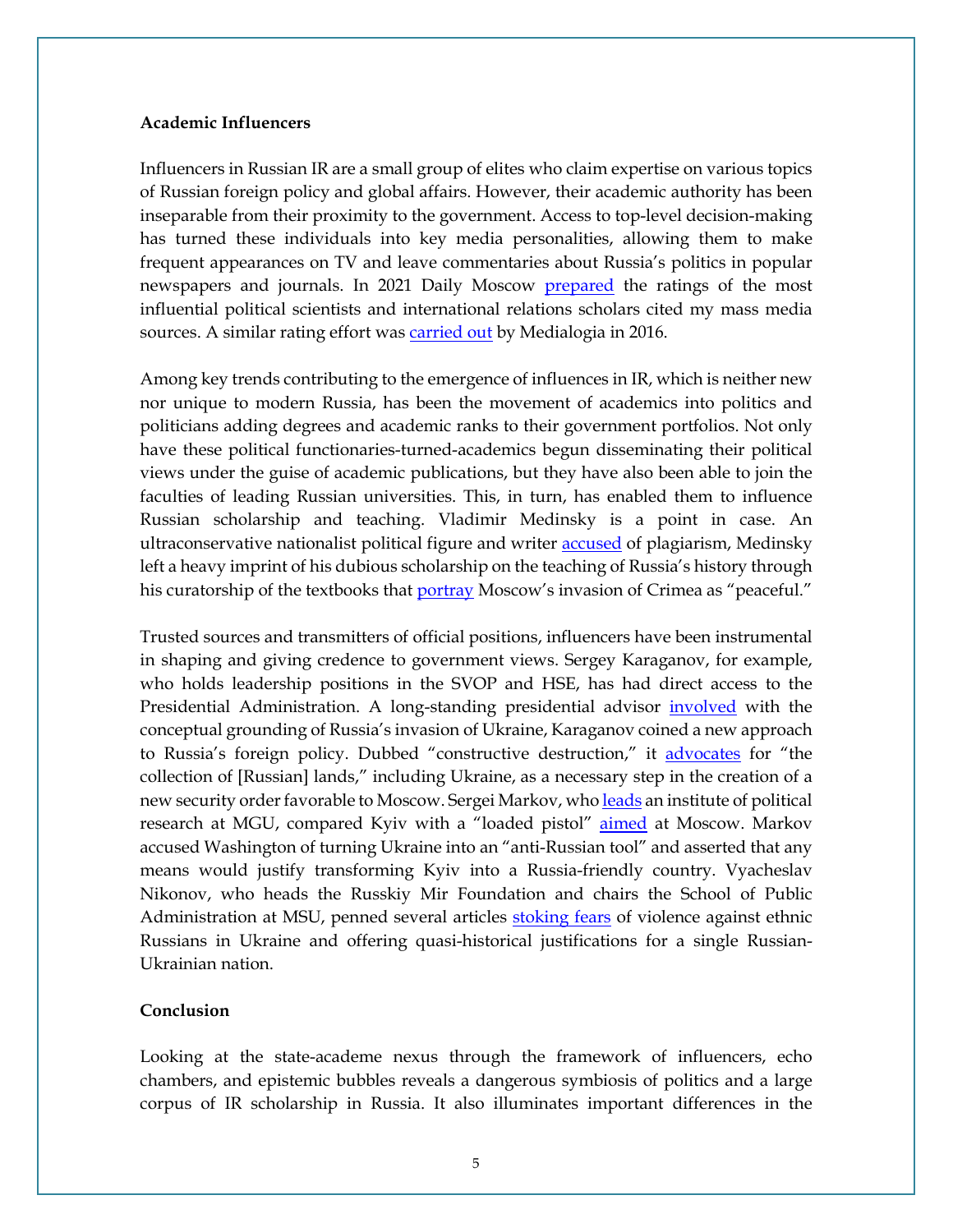**Academic Influencers**

Influencers in Russian IR are a small group of elites who claim expertise on various topics of Russian foreign policy and global affairs. However, their academic authority has been inseparable from their proximity to the government. Access to top-level decision-making has turned these individuals into key media personalities, allowing them to make frequent appearances on TV and leave commentaries about Russia's politics in popular newspapers and journals. In 2021 Daily Moscow prepared the ratings of the most influential political scientists and international relations scholars cited my mass media sources. A similar rating effort was carried out by Medialogia in 2016.

Among key trends contributing to the emergence of influences in IR, which is neither new nor unique to modern Russia, has been the movement of academics into politics and politicians adding degrees and academic ranks to their government portfolios. Not only have these political functionaries-turned-academics begun disseminating their political views under the guise of academic publications, but they have also been able to join the faculties of leading Russian universities. This, in turn, has enabled them to influence Russian scholarship and teaching. Vladimir Medinsky is a point in case. An ultraconservative nationalist political figure and writer accused of plagiarism, Medinsky left a heavy imprint of his dubious scholarship on the teaching of Russia's history through his curatorship of the textbooks that portray Moscow's invasion of Crimea as "peaceful."

Trusted sources and transmitters of official positions, influencers have been instrumental in shaping and giving credence to government views. Sergey Karaganov, for example, who holds leadership positions in the SVOP and HSE, has had direct access to the Presidential Administration. A long-standing presidential advisor involved with the conceptual grounding of Russia's invasion of Ukraine, Karaganov coined a new approach to Russia's foreign policy. Dubbed "constructive destruction," it advocates for "the collection of [Russian] lands," including Ukraine, as a necessary step in the creation of a new security order favorable to Moscow. Sergei Markov, who leads an institute of political research at MGU, compared Kyiv with a "loaded pistol" aimed at Moscow. Markov accused Washington of turning Ukraine into an "anti-Russian tool" and asserted that any means would justify transforming Kyiv into a Russia-friendly country. Vyacheslav Nikonov, who heads the Russkiy Mir Foundation and chairs the School of Public Administration at MSU, penned several articles stoking fears of violence against ethnic Russians in Ukraine and offering quasi-historical justifications for a single Russian-Ukrainian nation.

**Conclusion**

Looking at the state-academe nexus through the framework of influencers, echo chambers, and epistemic bubbles reveals a dangerous symbiosis of politics and a large corpus of IR scholarship in Russia. It also illuminates important differences in the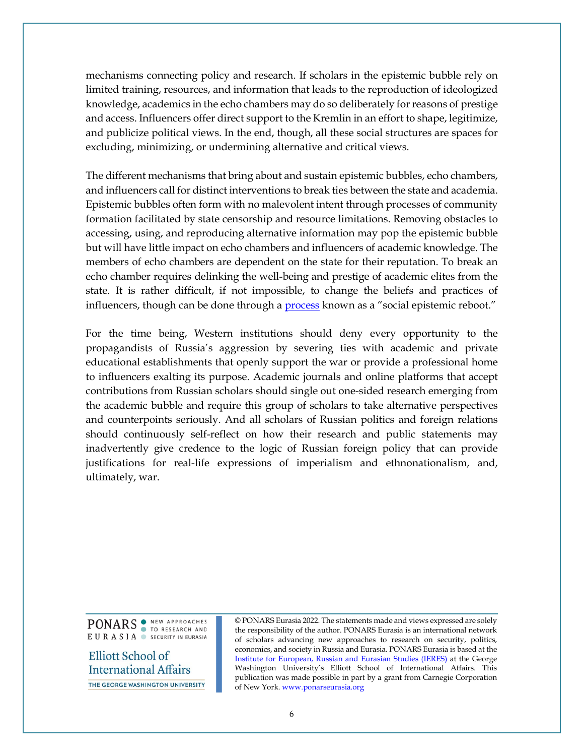mechanisms connecting policy and research. If scholars in the epistemic bubble rely on limited training, resources, and information that leads to the reproduction of ideologized knowledge, academics in the echo chambers may do so deliberately for reasons of prestige and access. Influencers offer direct support to the Kremlin in an effort to shape, legitimize, and publicize political views. In the end, though, all these social structures are spaces for excluding, minimizing, or undermining alternative and critical views.

The different mechanisms that bring about and sustain epistemic bubbles, echo chambers, and influencers call for distinct interventions to break ties between the state and academia. Epistemic bubbles often form with no malevolent intent through processes of community formation facilitated by state censorship and resource limitations. Removing obstacles to accessing, using, and reproducing alternative information may pop the epistemic bubble but will have little impact on echo chambers and influencers of academic knowledge. The members of echo chambers are dependent on the state for their reputation. To break an echo chamber requires delinking the well-being and prestige of academic elites from the state. It is rather difficult, if not impossible, to change the beliefs and practices of influencers, though can be done through a process known as a "social epistemic reboot."

For the time being, Western institutions should deny every opportunity to the propagandists of Russia's aggression by severing ties with academic and private educational establishments that openly support the war or provide a professional home to influencers exalting its purpose. Academic journals and online platforms that accept contributions from Russian scholars should single out one-sided research emerging from the academic bubble and require this group of scholars to take alternative perspectives and counterpoints seriously. And all scholars of Russian politics and foreign relations should continuously self-reflect on how their research and public statements may inadvertently give credence to the logic of Russian foreign policy that can provide justifications for real-life expressions of imperialism and ethnonationalism, and, ultimately, war.

PONARS EURASIA — NEW APPROACHES TO RESEARCH AND SECURITY IN EURASIA

Elliott School of International Affairs — THE GEORGE WASHINGTON UNIVERSITY

© PONARS Eurasia 2022. The statements made and views expressed are solely the responsibility of the author. PONARS Eurasia is an international network of scholars advancing new approaches to research on security, politics, economics, and society in Russia and Eurasia. PONARS Eurasia is based at the Institute for European, Russian and Eurasian Studies (IERES) at the George Washington University's Elliott School of International Affairs. This publication was made possible in part by a grant from Carnegie Corporation of New York. www.ponarseurasia.org